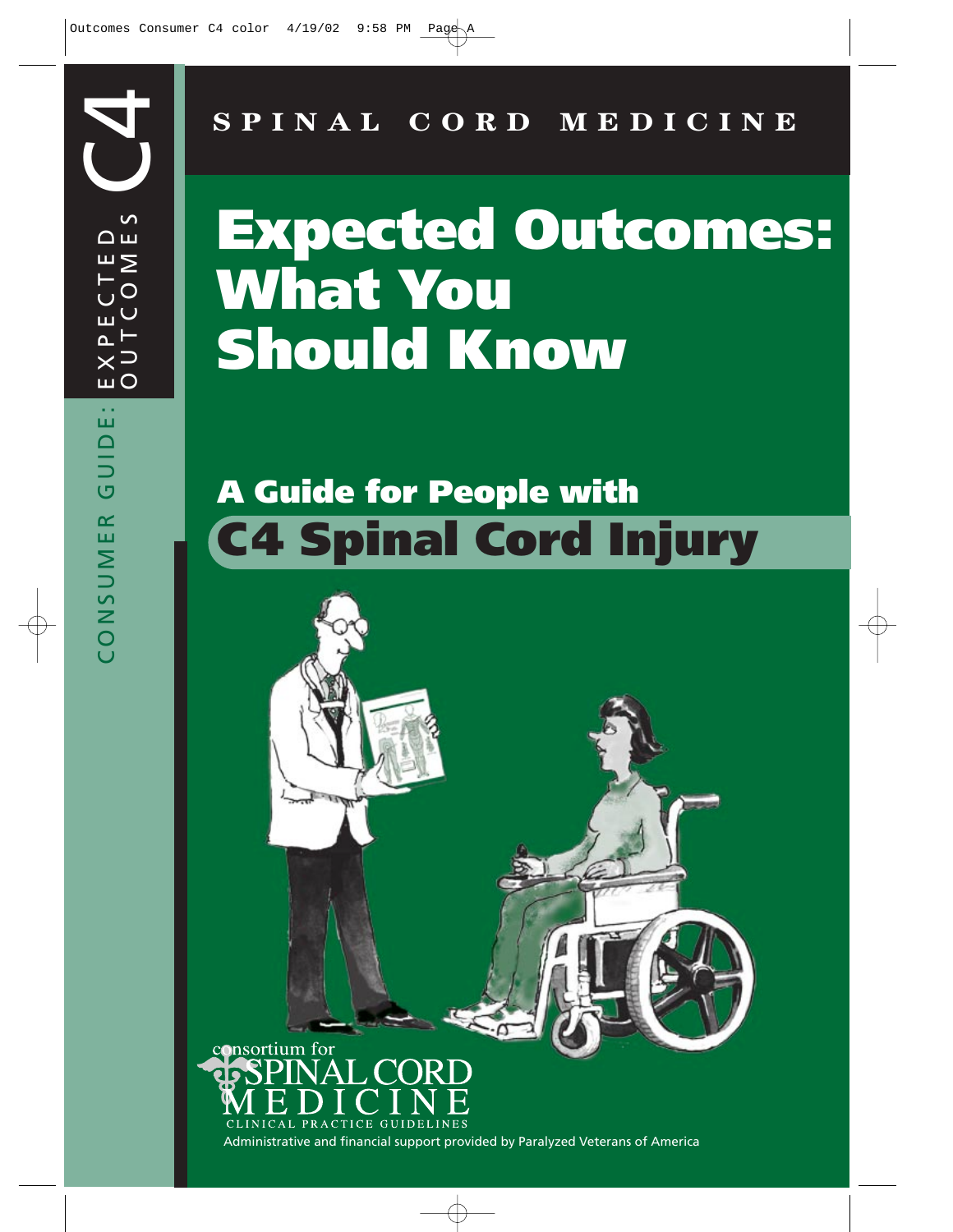CONSUMER GUIDE: EXPECTED OUTCOMES C4

**SPINAL CORD MEDICINE**

# Expected Outcomes: What You Should Know

## A Guide for People with C4 Spinal Cord Injury

consortium for SPINAL CORD MEDICINE

CLINICAL PRACTICE GUIDELINES

Administrative and financial support provided by Paralyzed Veterans of America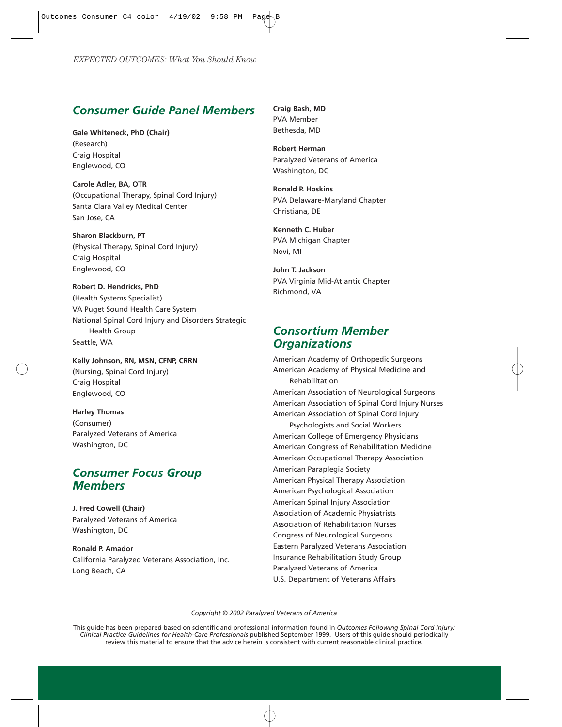## Consumer Guide Panel Members

**Gale Whiteneck, PhD (Chair)**
(Research)
Craig Hospital
Englewood, CO

**Carole Adler, BA, OTR**
(Occupational Therapy, Spinal Cord Injury)
Santa Clara Valley Medical Center
San Jose, CA

**Sharon Blackburn, PT**
(Physical Therapy, Spinal Cord Injury)
Craig Hospital
Englewood, CO

**Robert D. Hendricks, PhD**
(Health Systems Specialist)
VA Puget Sound Health Care System
National Spinal Cord Injury and Disorders Strategic Health Group
Seattle, WA

**Kelly Johnson, RN, MSN, CFNP, CRRN**
(Nursing, Spinal Cord Injury)
Craig Hospital
Englewood, CO

**Harley Thomas**
(Consumer)
Paralyzed Veterans of America
Washington, DC

## Consumer Focus Group Members

**J. Fred Cowell (Chair)**
Paralyzed Veterans of America
Washington, DC

**Ronald P. Amador**
California Paralyzed Veterans Association, Inc.
Long Beach, CA

**Craig Bash, MD**
PVA Member
Bethesda, MD

**Robert Herman**
Paralyzed Veterans of America
Washington, DC

**Ronald P. Hoskins**
PVA Delaware-Maryland Chapter
Christiana, DE

**Kenneth C. Huber**
PVA Michigan Chapter
Novi, MI

**John T. Jackson**
PVA Virginia Mid-Atlantic Chapter
Richmond, VA

## Consortium Member Organizations

American Academy of Orthopedic Surgeons
American Academy of Physical Medicine and Rehabilitation
American Association of Neurological Surgeons
American Association of Spinal Cord Injury Nurses
American Association of Spinal Cord Injury Psychologists and Social Workers
American College of Emergency Physicians
American Congress of Rehabilitation Medicine
American Occupational Therapy Association
American Paraplegia Society
American Physical Therapy Association
American Psychological Association
American Spinal Injury Association
Association of Academic Physiatrists
Association of Rehabilitation Nurses
Congress of Neurological Surgeons
Eastern Paralyzed Veterans Association
Insurance Rehabilitation Study Group
Paralyzed Veterans of America
U.S. Department of Veterans Affairs

*Copyright © 2002 Paralyzed Veterans of America*

This guide has been prepared based on scientific and professional information found in *Outcomes Following Spinal Cord Injury: Clinical Practice Guidelines for Health-Care Professionals* published September 1999. Users of this guide should periodically review this material to ensure that the advice herein is consistent with current reasonable clinical practice.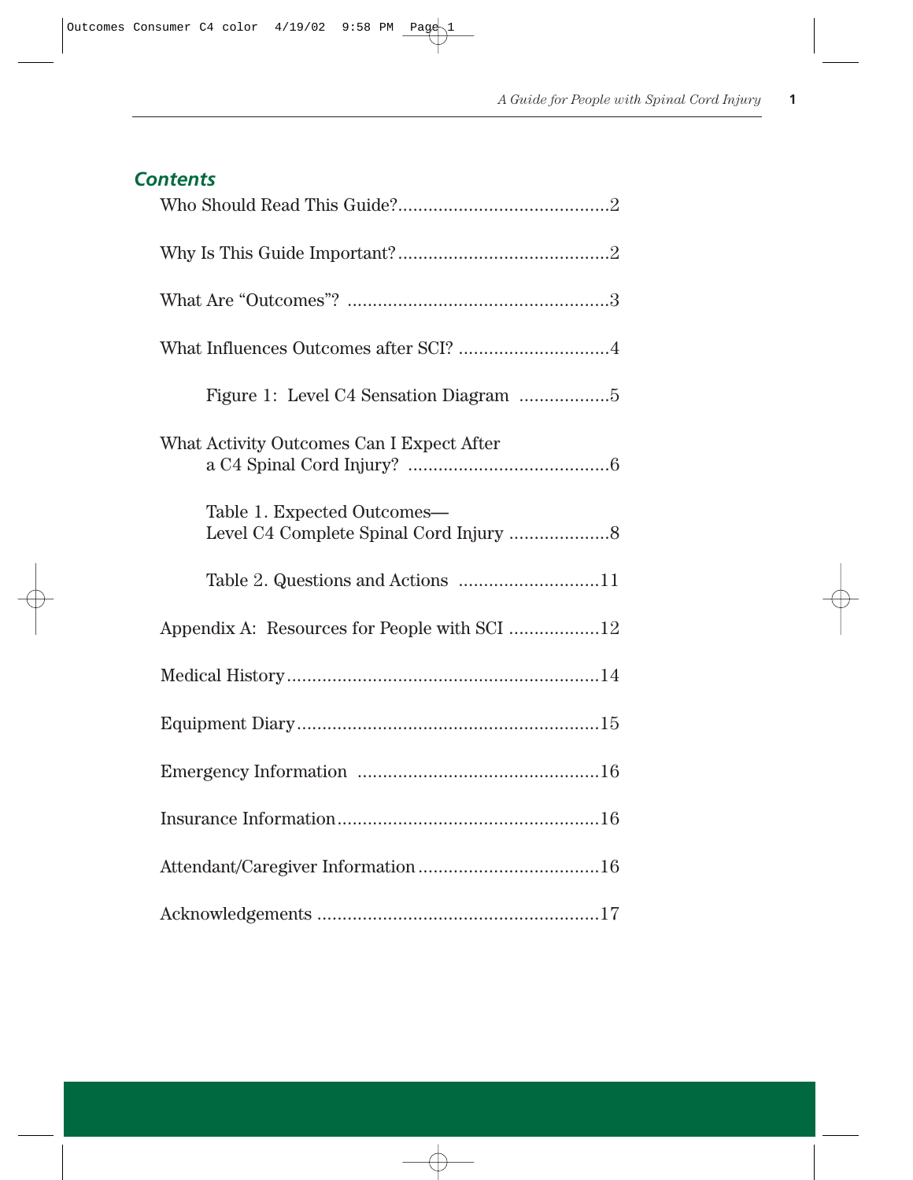## Contents

Who Should Read This Guide?..........................................2

Why Is This Guide Important?..........................................2

What Are “Outcomes”? ....................................................3

What Influences Outcomes after SCI? ..............................4

Figure 1: Level C4 Sensation Diagram ..................5

What Activity Outcomes Can I Expect After a C4 Spinal Cord Injury? ........................................6

Table 1. Expected Outcomes— Level C4 Complete Spinal Cord Injury ....................8

Table 2. Questions and Actions ............................11

Appendix A: Resources for People with SCI ..................12

Medical History..............................................................14

Equipment Diary............................................................15

Emergency Information ................................................16

Insurance Information....................................................16

Attendant/Caregiver Information ....................................16

Acknowledgements ........................................................17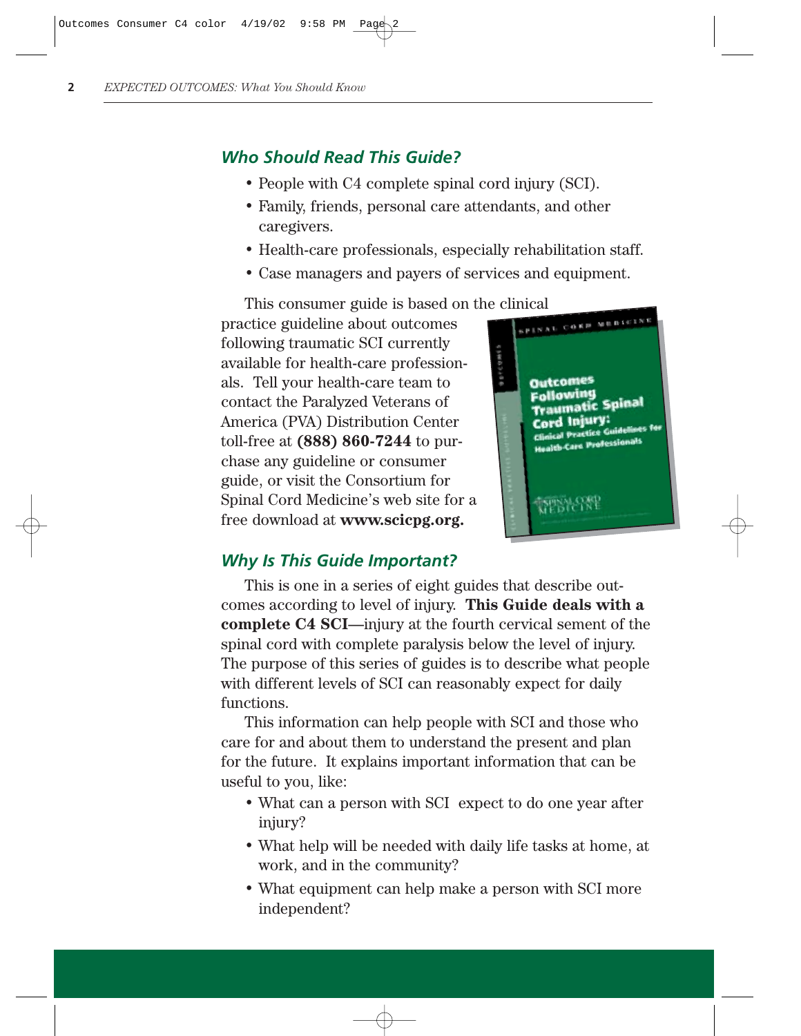## Who Should Read This Guide?

- People with C4 complete spinal cord injury (SCI).
- Family, friends, personal care attendants, and other caregivers.
- Health-care professionals, especially rehabilitation staff.
- Case managers and payers of services and equipment.

This consumer guide is based on the clinical practice guideline about outcomes following traumatic SCI currently available for health-care professionals. Tell your health-care team to contact the Paralyzed Veterans of America (PVA) Distribution Center toll-free at **(888) 860-7244** to purchase any guideline or consumer guide, or visit the Consortium for Spinal Cord Medicine's web site for a free download at **www.scicpg.org.**

## Why Is This Guide Important?

This is one in a series of eight guides that describe outcomes according to level of injury. **This Guide deals with a complete C4 SCI**—injury at the fourth cervical sement of the spinal cord with complete paralysis below the level of injury. The purpose of this series of guides is to describe what people with different levels of SCI can reasonably expect for daily functions.

This information can help people with SCI and those who care for and about them to understand the present and plan for the future. It explains important information that can be useful to you, like:

- What can a person with SCI expect to do one year after injury?
- What help will be needed with daily life tasks at home, at work, and in the community?
- What equipment can help make a person with SCI more independent?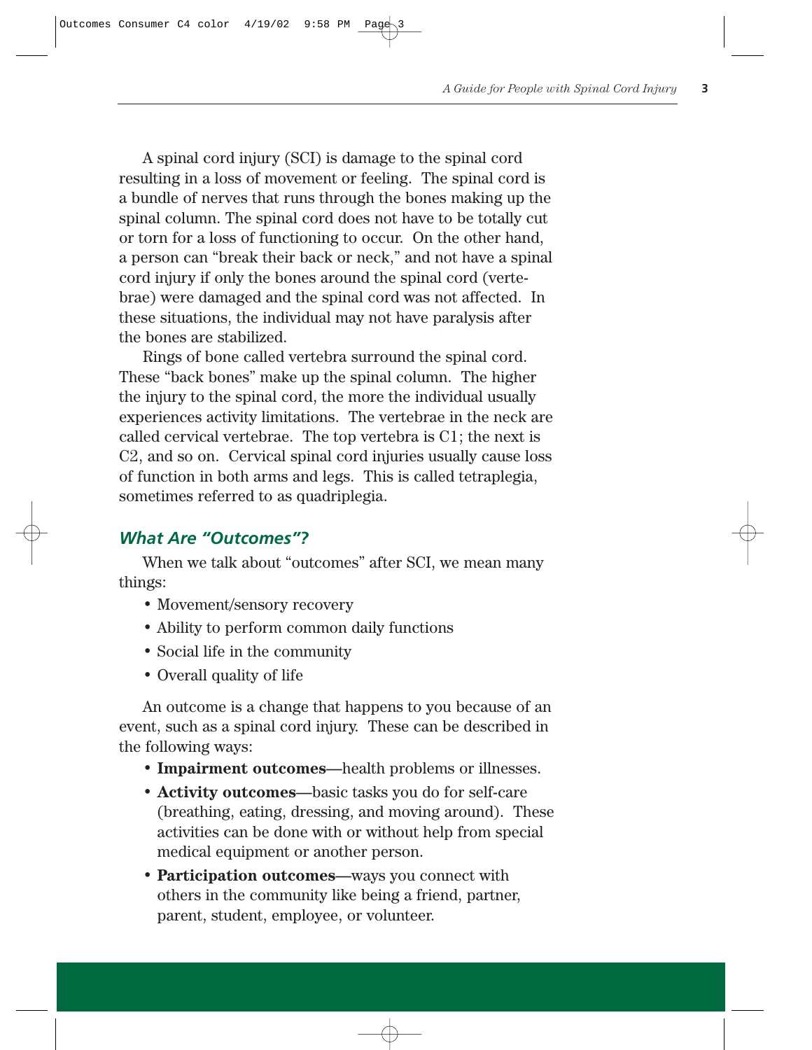A spinal cord injury (SCI) is damage to the spinal cord resulting in a loss of movement or feeling. The spinal cord is a bundle of nerves that runs through the bones making up the spinal column. The spinal cord does not have to be totally cut or torn for a loss of functioning to occur. On the other hand, a person can "break their back or neck," and not have a spinal cord injury if only the bones around the spinal cord (vertebrae) were damaged and the spinal cord was not affected. In these situations, the individual may not have paralysis after the bones are stabilized.

Rings of bone called vertebra surround the spinal cord. These "back bones" make up the spinal column. The higher the injury to the spinal cord, the more the individual usually experiences activity limitations. The vertebrae in the neck are called cervical vertebrae. The top vertebra is C1; the next is C2, and so on. Cervical spinal cord injuries usually cause loss of function in both arms and legs. This is called tetraplegia, sometimes referred to as quadriplegia.

## *What Are "Outcomes"?*

When we talk about "outcomes" after SCI, we mean many things:

- Movement/sensory recovery
- Ability to perform common daily functions
- Social life in the community
- Overall quality of life

An outcome is a change that happens to you because of an event, such as a spinal cord injury. These can be described in the following ways:

- **Impairment outcomes**—health problems or illnesses.
- **Activity outcomes**—basic tasks you do for self-care (breathing, eating, dressing, and moving around). These activities can be done with or without help from special medical equipment or another person.
- **Participation outcomes**—ways you connect with others in the community like being a friend, partner, parent, student, employee, or volunteer.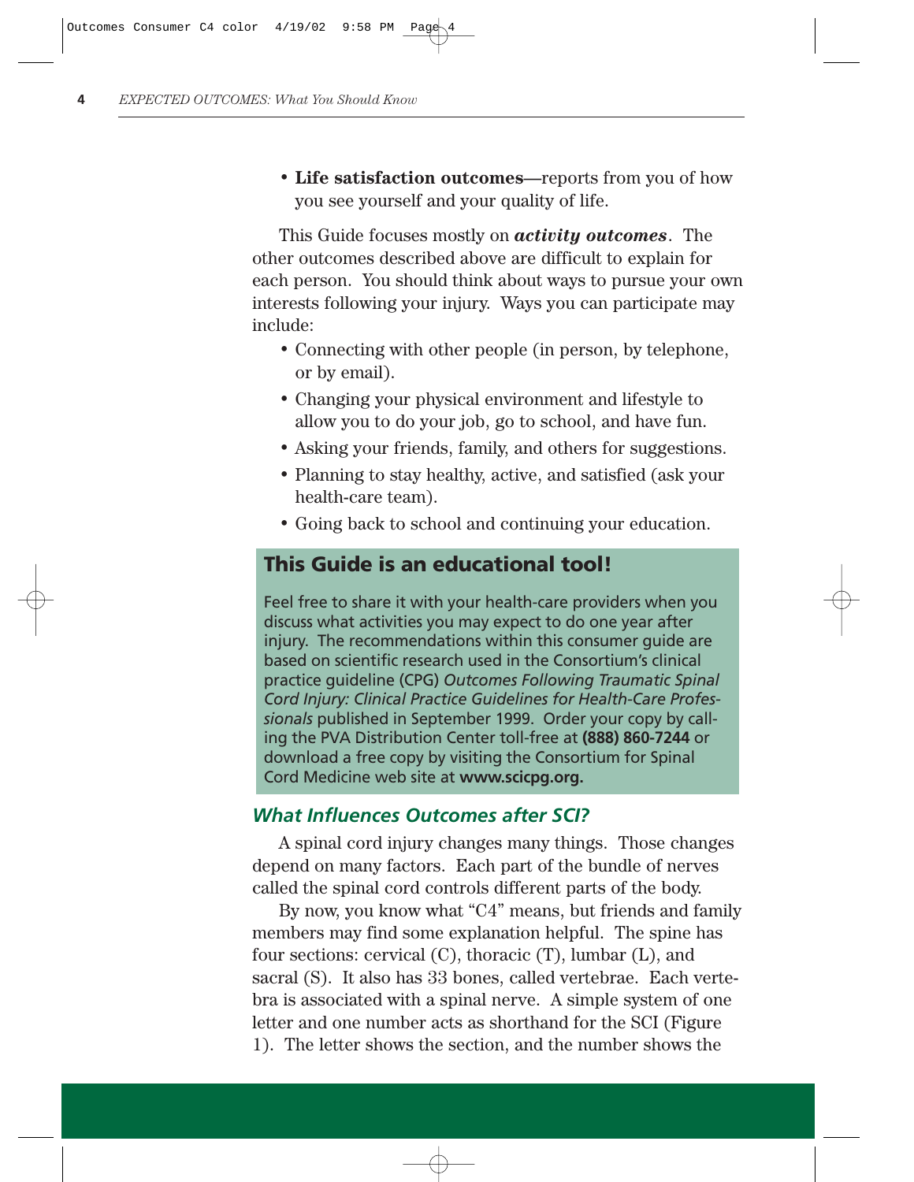- **Life satisfaction outcomes**—reports from you of how you see yourself and your quality of life.

This Guide focuses mostly on ***activity outcomes***. The other outcomes described above are difficult to explain for each person. You should think about ways to pursue your own interests following your injury. Ways you can participate may include:

- Connecting with other people (in person, by telephone, or by email).
- Changing your physical environment and lifestyle to allow you to do your job, go to school, and have fun.
- Asking your friends, family, and others for suggestions.
- Planning to stay healthy, active, and satisfied (ask your health-care team).
- Going back to school and continuing your education.

> **This Guide is an educational tool!**
>
> Feel free to share it with your health-care providers when you discuss what activities you may expect to do one year after injury. The recommendations within this consumer guide are based on scientific research used in the Consortium's clinical practice guideline (CPG) *Outcomes Following Traumatic Spinal Cord Injury: Clinical Practice Guidelines for Health-Care Professionals* published in September 1999. Order your copy by calling the PVA Distribution Center toll-free at **(888) 860-7244** or download a free copy by visiting the Consortium for Spinal Cord Medicine web site at **www.scicpg.org.**

## *What Influences Outcomes after SCI?*

A spinal cord injury changes many things. Those changes depend on many factors. Each part of the bundle of nerves called the spinal cord controls different parts of the body.

By now, you know what "C4" means, but friends and family members may find some explanation helpful. The spine has four sections: cervical (C), thoracic (T), lumbar (L), and sacral (S). It also has 33 bones, called vertebrae. Each vertebra is associated with a spinal nerve. A simple system of one letter and one number acts as shorthand for the SCI (Figure 1). The letter shows the section, and the number shows the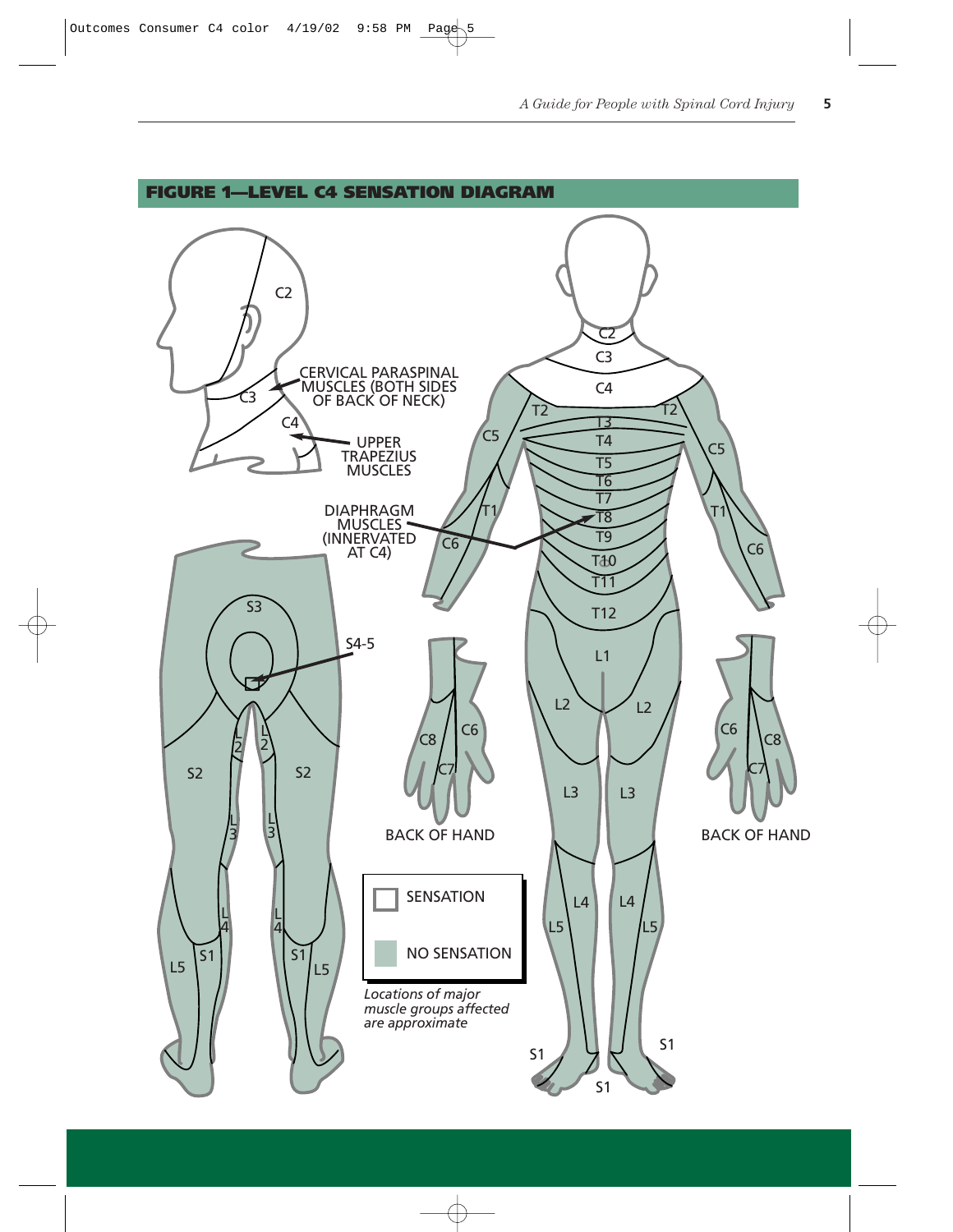## FIGURE 1—LEVEL C4 SENSATION DIAGRAM

CERVICAL PARASPINAL MUSCLES (BOTH SIDES OF BACK OF NECK)

UPPER TRAPEZIUS MUSCLES

DIAPHRAGM MUSCLES (INNERVATED AT C4)

BACK OF HAND

BACK OF HAND

SENSATION

NO SENSATION

*Locations of major muscle groups affected are approximate*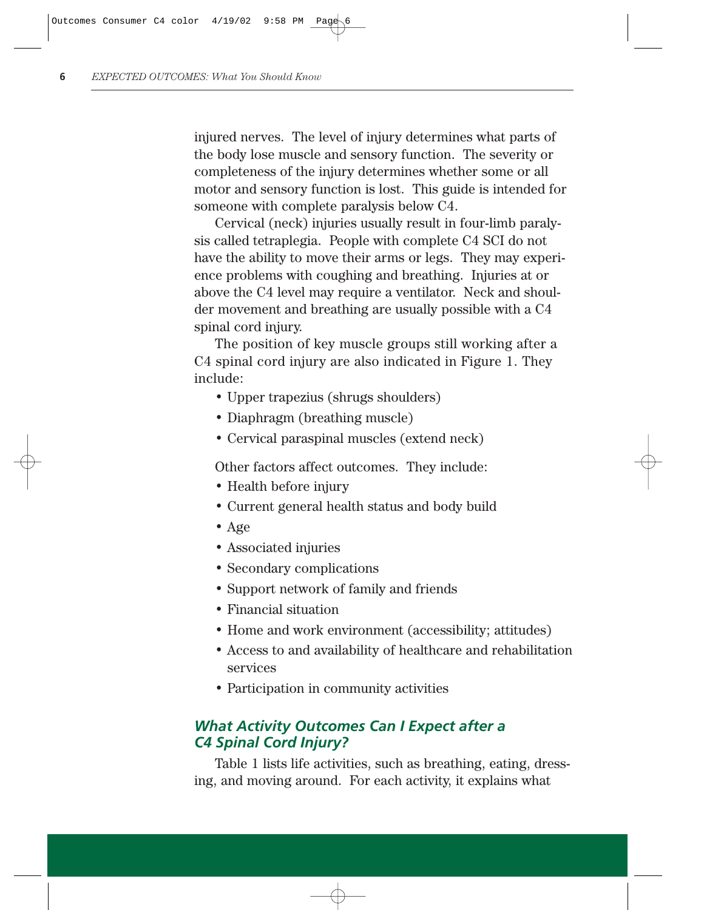injured nerves. The level of injury determines what parts of the body lose muscle and sensory function. The severity or completeness of the injury determines whether some or all motor and sensory function is lost. This guide is intended for someone with complete paralysis below C4.

Cervical (neck) injuries usually result in four-limb paralysis called tetraplegia. People with complete C4 SCI do not have the ability to move their arms or legs. They may experience problems with coughing and breathing. Injuries at or above the C4 level may require a ventilator. Neck and shoulder movement and breathing are usually possible with a C4 spinal cord injury.

The position of key muscle groups still working after a C4 spinal cord injury are also indicated in Figure 1. They include:

- Upper trapezius (shrugs shoulders)
- Diaphragm (breathing muscle)
- Cervical paraspinal muscles (extend neck)

Other factors affect outcomes. They include:

- Health before injury
- Current general health status and body build
- Age
- Associated injuries
- Secondary complications
- Support network of family and friends
- Financial situation
- Home and work environment (accessibility; attitudes)
- Access to and availability of healthcare and rehabilitation services
- Participation in community activities

### *What Activity Outcomes Can I Expect after a C4 Spinal Cord Injury?*

Table 1 lists life activities, such as breathing, eating, dressing, and moving around. For each activity, it explains what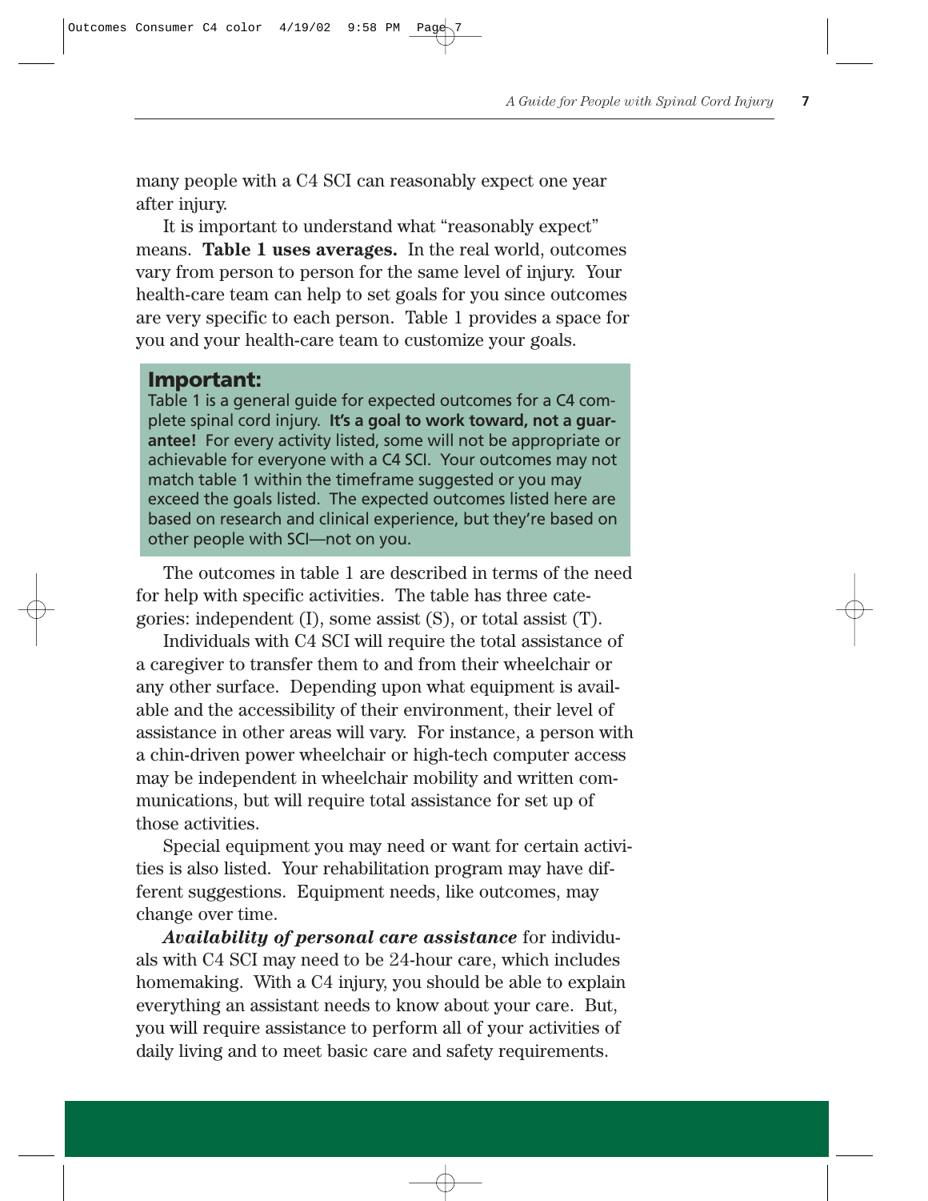many people with a C4 SCI can reasonably expect one year after injury.

It is important to understand what "reasonably expect" means. **Table 1 uses averages.** In the real world, outcomes vary from person to person for the same level of injury. Your health-care team can help to set goals for you since outcomes are very specific to each person. Table 1 provides a space for you and your health-care team to customize your goals.

**Important:**
Table 1 is a general guide for expected outcomes for a C4 complete spinal cord injury. **It's a goal to work toward, not a guarantee!** For every activity listed, some will not be appropriate or achievable for everyone with a C4 SCI. Your outcomes may not match table 1 within the timeframe suggested or you may exceed the goals listed. The expected outcomes listed here are based on research and clinical experience, but they're based on other people with SCI—not on you.

The outcomes in table 1 are described in terms of the need for help with specific activities. The table has three categories: independent (I), some assist (S), or total assist (T).

Individuals with C4 SCI will require the total assistance of a caregiver to transfer them to and from their wheelchair or any other surface. Depending upon what equipment is available and the accessibility of their environment, their level of assistance in other areas will vary. For instance, a person with a chin-driven power wheelchair or high-tech computer access may be independent in wheelchair mobility and written communications, but will require total assistance for set up of those activities.

Special equipment you may need or want for certain activities is also listed. Your rehabilitation program may have different suggestions. Equipment needs, like outcomes, may change over time.

***Availability of personal care assistance*** for individuals with C4 SCI may need to be 24-hour care, which includes homemaking. With a C4 injury, you should be able to explain everything an assistant needs to know about your care. But, you will require assistance to perform all of your activities of daily living and to meet basic care and safety requirements.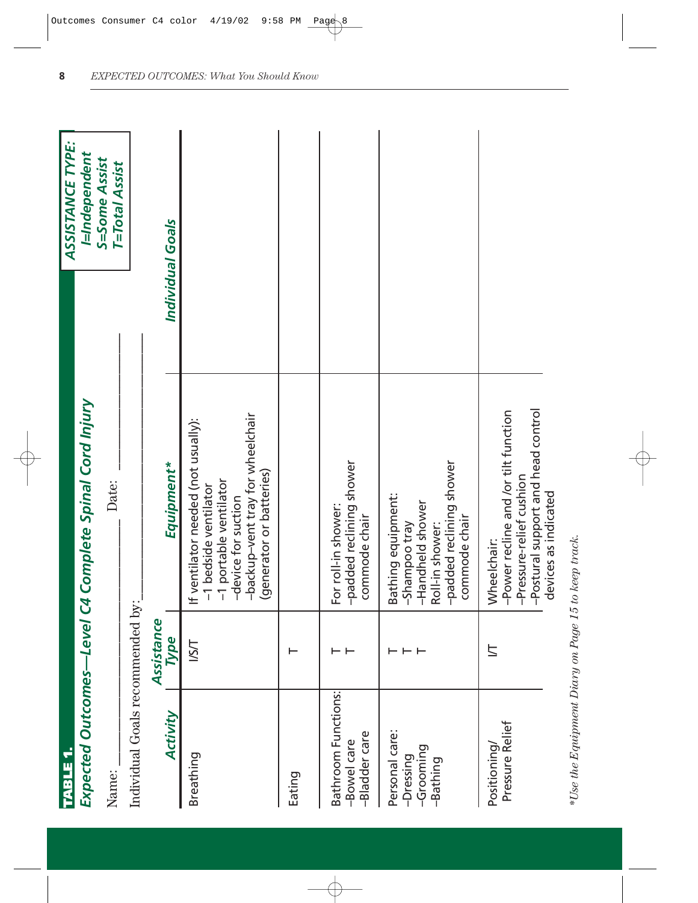**TABLE 1.**

## Expected Outcomes—Level C4 Complete Spinal Cord Injury

Name: ______________________ Date: ______________

Individual Goals recommended by: ______________________

**ASSISTANCE TYPE:**
**I=Independent**
**S=Some Assist**
**T=Total Assist**

| Activity | Assistance Type | Equipment* | Individual Goals |
|---|---|---|---|
| Breathing | I/S/T | If ventilator needed (not usually):<br>–1 bedside ventilator<br>–1 portable ventilator<br>–device for suction<br>–backup–vent tray for wheelchair (generator or batteries) | |
| Eating | T | | |
| Bathroom Functions:<br>–Bowel care<br>–Bladder care | <br>T<br>T | For roll-in shower:<br>–padded reclining shower commode chair | |
| Personal care:<br>–Dressing<br>–Grooming<br>–Bathing | <br>T<br>T<br>T | Bathing equipment:<br>–Shampoo tray<br>–Handheld shower<br>Roll-in shower:<br>–padded reclining shower commode chair | |
| Positioning/<br>Pressure Relief | I/T | Wheelchair:<br>–Power recline and /or tilt function<br>–Pressure-relief cushion<br>–Postural support and head control devices as indicated | |

*\*Use the Equipment Diary on Page 15 to keep track.*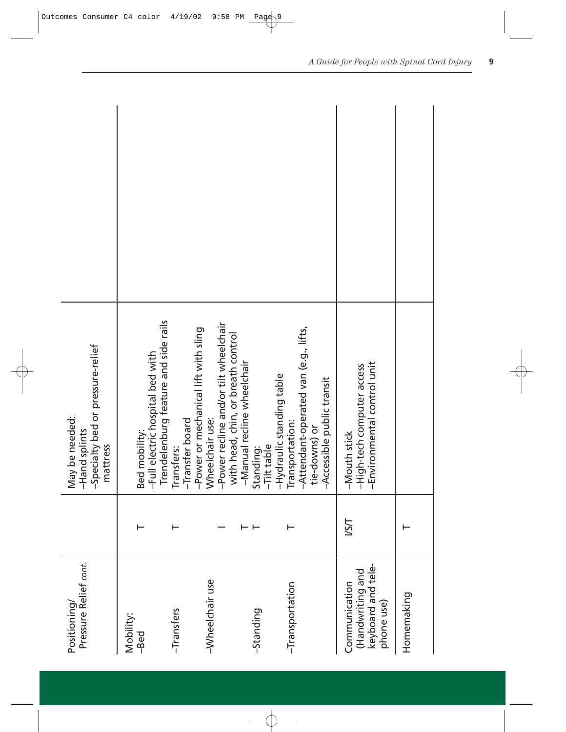| | | | |
|---|---|---|---|
| Positioning/ Pressure Relief *cont.* | | May be needed:<br>–Hand splints<br>–Specialty bed or pressure-relief mattress | |
| Mobility:<br>–Bed | T | Bed mobility:<br>–Full electric hospital bed with Trendelenburg feature and side rails | |
| –Transfers | T | Transfers:<br>–Transfer board<br>–Power or mechanical lift with sling | |
| –Wheelchair use | I<br>T | Wheelchair use:<br>–Power recline and/or tilt wheelchair with head, chin, or breath control<br>–Manual recline wheelchair | |
| –Standing | T | Standing:<br>–Tilt table<br>–Hydraulic standing table | |
| –Transportation | T | Transportation:<br>–Attendant-operated van (e.g., lifts, tie-downs) or<br>–Accessible public transit | |
| Communication (Handwriting and keyboard and telephone use) | I/S/T | –Mouth stick<br>–High-tech computer access<br>–Environmental control unit | |
| Homemaking | T | | |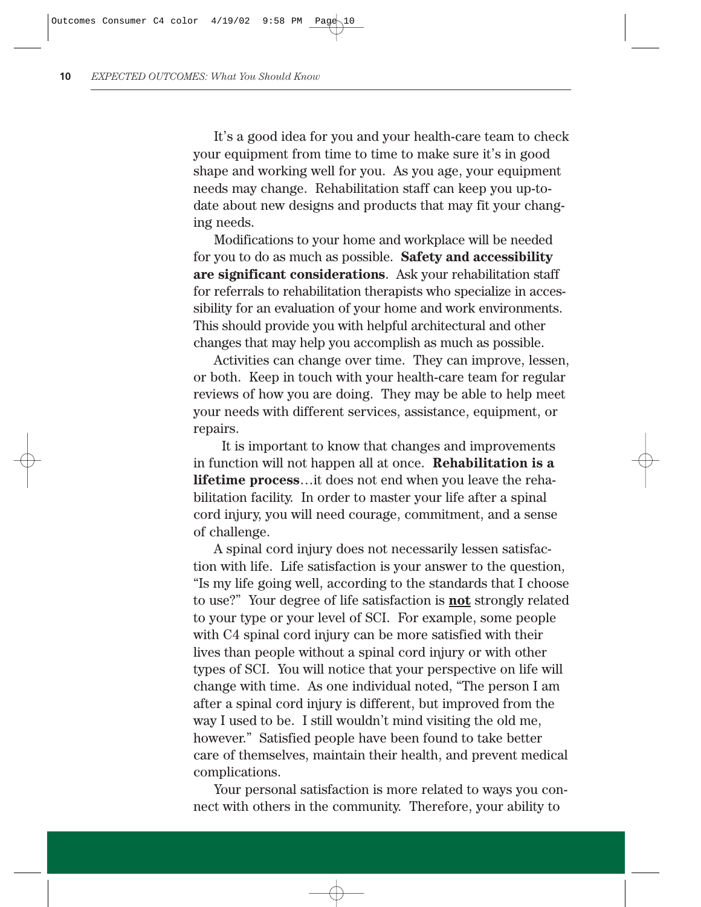It's a good idea for you and your health-care team to check your equipment from time to time to make sure it's in good shape and working well for you. As you age, your equipment needs may change. Rehabilitation staff can keep you up-to-date about new designs and products that may fit your changing needs.

Modifications to your home and workplace will be needed for you to do as much as possible. **Safety and accessibility are significant considerations**. Ask your rehabilitation staff for referrals to rehabilitation therapists who specialize in accessibility for an evaluation of your home and work environments. This should provide you with helpful architectural and other changes that may help you accomplish as much as possible.

Activities can change over time. They can improve, lessen, or both. Keep in touch with your health-care team for regular reviews of how you are doing. They may be able to help meet your needs with different services, assistance, equipment, or repairs.

It is important to know that changes and improvements in function will not happen all at once. **Rehabilitation is a lifetime process**…it does not end when you leave the rehabilitation facility. In order to master your life after a spinal cord injury, you will need courage, commitment, and a sense of challenge.

A spinal cord injury does not necessarily lessen satisfaction with life. Life satisfaction is your answer to the question, "Is my life going well, according to the standards that I choose to use?" Your degree of life satisfaction is **<u>not</u>** strongly related to your type or your level of SCI. For example, some people with C4 spinal cord injury can be more satisfied with their lives than people without a spinal cord injury or with other types of SCI. You will notice that your perspective on life will change with time. As one individual noted, "The person I am after a spinal cord injury is different, but improved from the way I used to be. I still wouldn't mind visiting the old me, however." Satisfied people have been found to take better care of themselves, maintain their health, and prevent medical complications.

Your personal satisfaction is more related to ways you connect with others in the community. Therefore, your ability to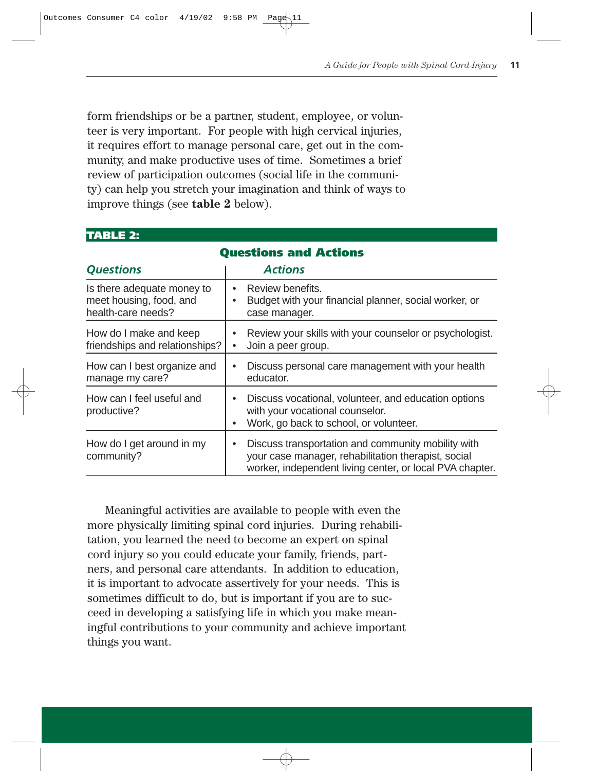form friendships or be a partner, student, employee, or volunteer is very important. For people with high cervical injuries, it requires effort to manage personal care, get out in the community, and make productive uses of time. Sometimes a brief review of participation outcomes (social life in the community) can help you stretch your imagination and think of ways to improve things (see **table 2** below).

**TABLE 2:**

**Questions and Actions**

| *Questions* | *Actions* |
|---|---|
| Is there adequate money to meet housing, food, and health-care needs? | • Review benefits.<br>• Budget with your financial planner, social worker, or case manager. |
| How do I make and keep friendships and relationships? | • Review your skills with your counselor or psychologist.<br>• Join a peer group. |
| How can I best organize and manage my care? | • Discuss personal care management with your health educator. |
| How can I feel useful and productive? | • Discuss vocational, volunteer, and education options with your vocational counselor.<br>• Work, go back to school, or volunteer. |
| How do I get around in my community? | • Discuss transportation and community mobility with your case manager, rehabilitation therapist, social worker, independent living center, or local PVA chapter. |

Meaningful activities are available to people with even the more physically limiting spinal cord injuries. During rehabilitation, you learned the need to become an expert on spinal cord injury so you could educate your family, friends, partners, and personal care attendants. In addition to education, it is important to advocate assertively for your needs. This is sometimes difficult to do, but is important if you are to succeed in developing a satisfying life in which you make meaningful contributions to your community and achieve important things you want.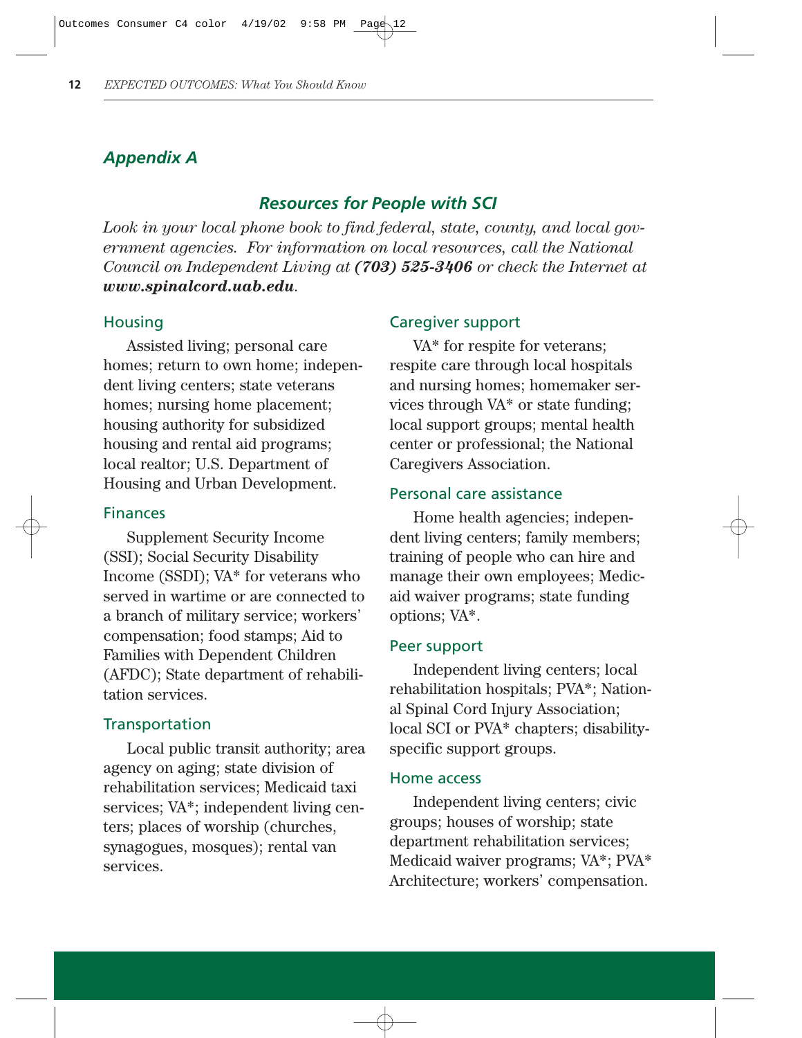## Appendix A

### Resources for People with SCI

*Look in your local phone book to find federal, state, county, and local government agencies. For information on local resources, call the National Council on Independent Living at **(703) 525-3406** or check the Internet at **www.spinalcord.uab.edu**.*

#### Housing

Assisted living; personal care homes; return to own home; independent living centers; state veterans homes; nursing home placement; housing authority for subsidized housing and rental aid programs; local realtor; U.S. Department of Housing and Urban Development.

#### Finances

Supplement Security Income (SSI); Social Security Disability Income (SSDI); VA* for veterans who served in wartime or are connected to a branch of military service; workers' compensation; food stamps; Aid to Families with Dependent Children (AFDC); State department of rehabilitation services.

#### Transportation

Local public transit authority; area agency on aging; state division of rehabilitation services; Medicaid taxi services; VA*; independent living centers; places of worship (churches, synagogues, mosques); rental van services.

#### Caregiver support

VA* for respite for veterans; respite care through local hospitals and nursing homes; homemaker services through VA* or state funding; local support groups; mental health center or professional; the National Caregivers Association.

#### Personal care assistance

Home health agencies; independent living centers; family members; training of people who can hire and manage their own employees; Medicaid waiver programs; state funding options; VA*.

#### Peer support

Independent living centers; local rehabilitation hospitals; PVA*; National Spinal Cord Injury Association; local SCI or PVA* chapters; disability-specific support groups.

#### Home access

Independent living centers; civic groups; houses of worship; state department rehabilitation services; Medicaid waiver programs; VA*; PVA* Architecture; workers' compensation.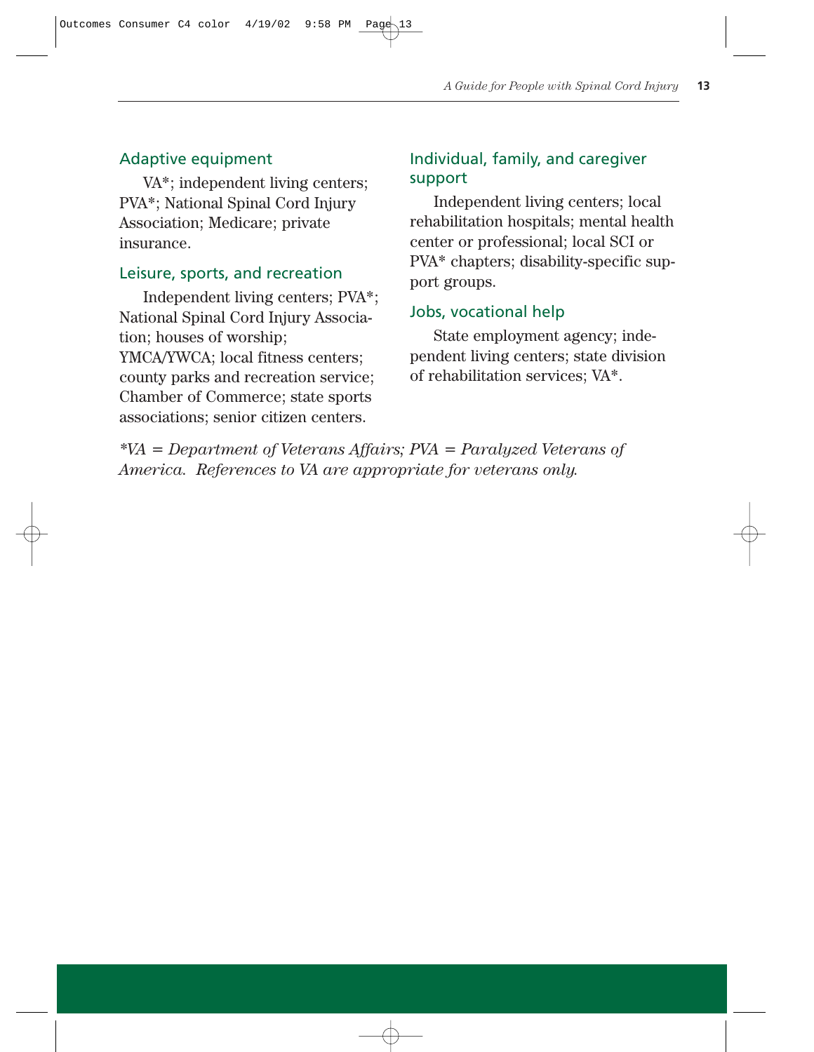### Adaptive equipment

VA*; independent living centers; PVA*; National Spinal Cord Injury Association; Medicare; private insurance.

### Leisure, sports, and recreation

Independent living centers; PVA*; National Spinal Cord Injury Association; houses of worship; YMCA/YWCA; local fitness centers; county parks and recreation service; Chamber of Commerce; state sports associations; senior citizen centers.

### Individual, family, and caregiver support

Independent living centers; local rehabilitation hospitals; mental health center or professional; local SCI or PVA* chapters; disability-specific support groups.

### Jobs, vocational help

State employment agency; independent living centers; state division of rehabilitation services; VA*.

*\*VA = Department of Veterans Affairs; PVA = Paralyzed Veterans of America. References to VA are appropriate for veterans only.*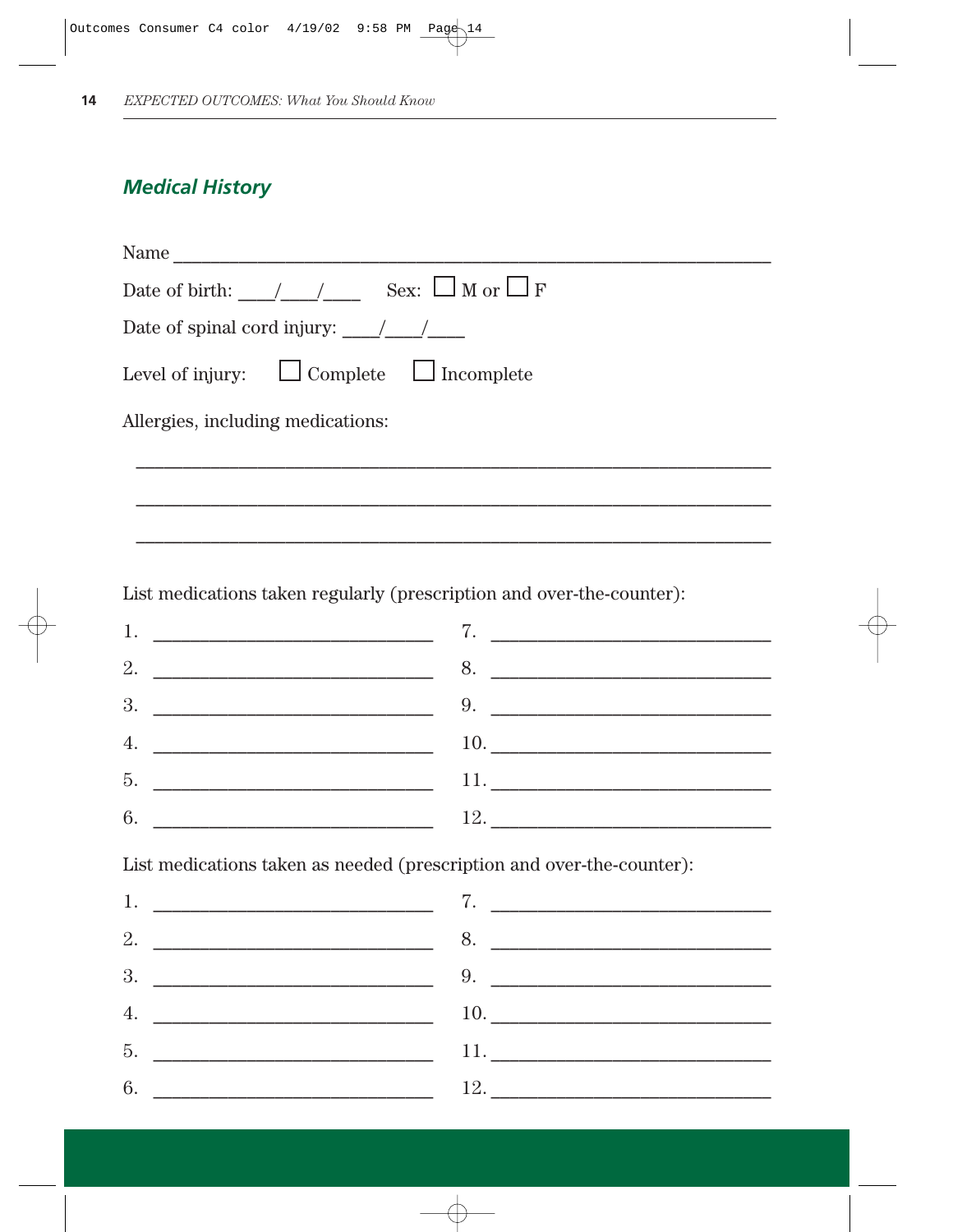## Medical History

Name ____________________________________________

Date of birth: ____/____/____ Sex: ☐ M or ☐ F

Date of spinal cord injury: ____/____/____

Level of injury: ☐ Complete ☐ Incomplete

Allergies, including medications:

____________________________________________

____________________________________________

____________________________________________

List medications taken regularly (prescription and over-the-counter):

| | |
|---|---|
| 1. ____________________ | 7. ____________________ |
| 2. ____________________ | 8. ____________________ |
| 3. ____________________ | 9. ____________________ |
| 4. ____________________ | 10. ____________________ |
| 5. ____________________ | 11. ____________________ |
| 6. ____________________ | 12. ____________________ |

List medications taken as needed (prescription and over-the-counter):

| | |
|---|---|
| 1. ____________________ | 7. ____________________ |
| 2. ____________________ | 8. ____________________ |
| 3. ____________________ | 9. ____________________ |
| 4. ____________________ | 10. ____________________ |
| 5. ____________________ | 11. ____________________ |
| 6. ____________________ | 12. ____________________ |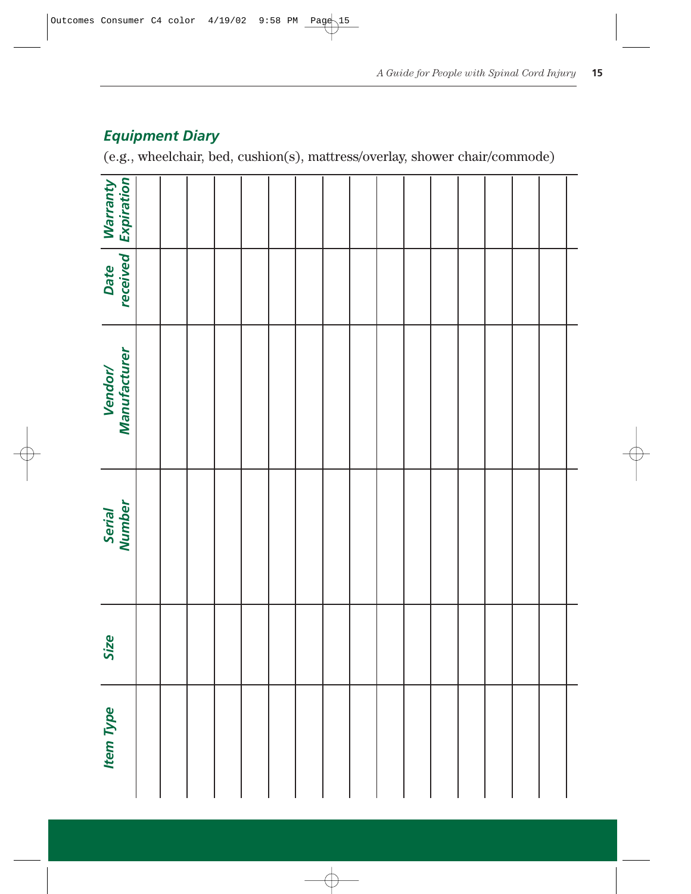## Equipment Diary

(e.g., wheelchair, bed, cushion(s), mattress/overlay, shower chair/commode)

| Item Type | Size | Serial Number | Vendor/ Manufacturer | Date received | Warranty Expiration |
|---|---|---|---|---|---|
| | | | | | |
| | | | | | |
| | | | | | |
| | | | | | |
| | | | | | |
| | | | | | |
| | | | | | |
| | | | | | |
| | | | | | |
| | | | | | |
| | | | | | |
| | | | | | |
| | | | | | |
| | | | | | |
| | | | | | |
| | | | | | |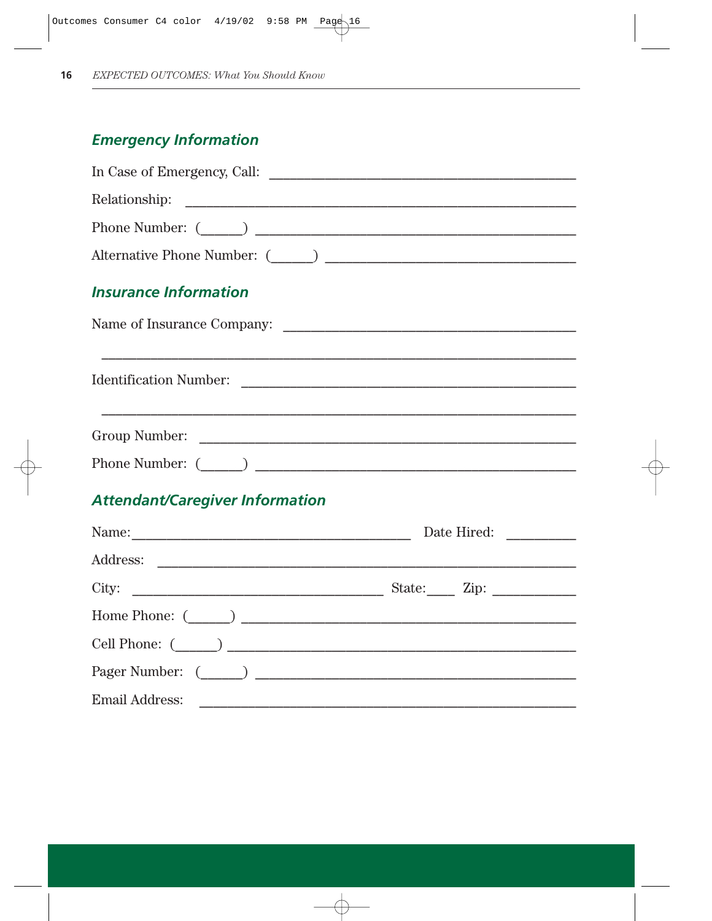## Emergency Information

In Case of Emergency, Call: ______________________________________

Relationship: ____________________________________________

Phone Number: (______) ____________________________________

Alternative Phone Number: (______) ___________________________

## Insurance Information

Name of Insurance Company: ___________________________________

__________________________________________________________

Identification Number: ______________________________________

__________________________________________________________

Group Number: ___________________________________________

Phone Number: (______) ____________________________________

## Attendant/Caregiver Information

Name: ___________________________________ Date Hired: _________

Address: ________________________________________________

City: _____________________________ State:____ Zip: ___________

Home Phone: (______) ______________________________________

Cell Phone: (______) _______________________________________

Pager Number: (______) ____________________________________

Email Address: ___________________________________________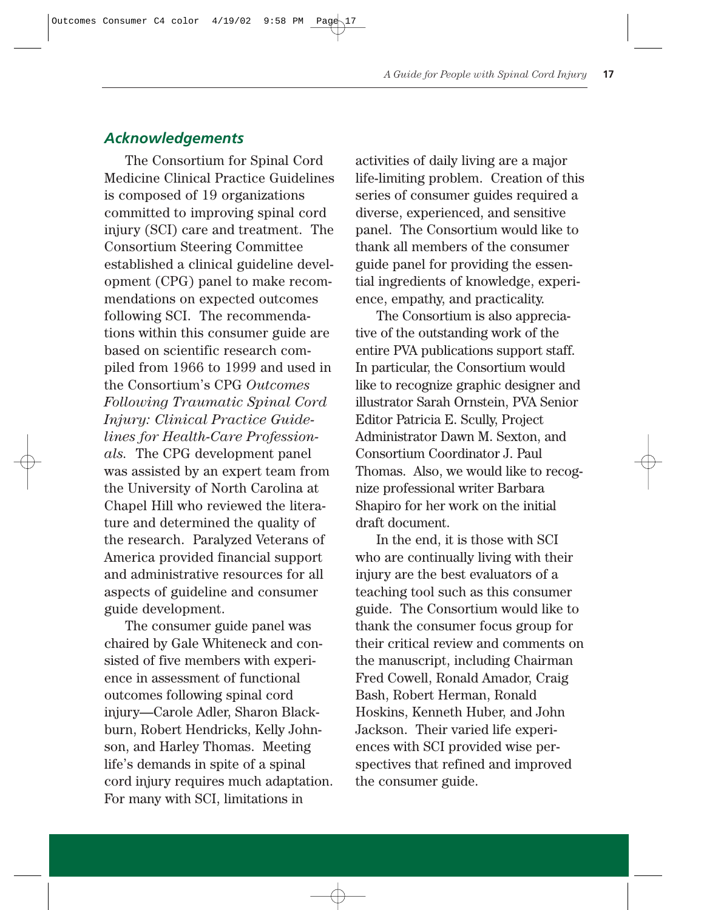## *Acknowledgements*

The Consortium for Spinal Cord Medicine Clinical Practice Guidelines is composed of 19 organizations committed to improving spinal cord injury (SCI) care and treatment. The Consortium Steering Committee established a clinical guideline development (CPG) panel to make recommendations on expected outcomes following SCI. The recommendations within this consumer guide are based on scientific research compiled from 1966 to 1999 and used in the Consortium's CPG *Outcomes Following Traumatic Spinal Cord Injury: Clinical Practice Guidelines for Health-Care Professionals.* The CPG development panel was assisted by an expert team from the University of North Carolina at Chapel Hill who reviewed the literature and determined the quality of the research. Paralyzed Veterans of America provided financial support and administrative resources for all aspects of guideline and consumer guide development.

The consumer guide panel was chaired by Gale Whiteneck and consisted of five members with experience in assessment of functional outcomes following spinal cord injury—Carole Adler, Sharon Blackburn, Robert Hendricks, Kelly Johnson, and Harley Thomas. Meeting life's demands in spite of a spinal cord injury requires much adaptation. For many with SCI, limitations in activities of daily living are a major life-limiting problem. Creation of this series of consumer guides required a diverse, experienced, and sensitive panel. The Consortium would like to thank all members of the consumer guide panel for providing the essential ingredients of knowledge, experience, empathy, and practicality.

The Consortium is also appreciative of the outstanding work of the entire PVA publications support staff. In particular, the Consortium would like to recognize graphic designer and illustrator Sarah Ornstein, PVA Senior Editor Patricia E. Scully, Project Administrator Dawn M. Sexton, and Consortium Coordinator J. Paul Thomas. Also, we would like to recognize professional writer Barbara Shapiro for her work on the initial draft document.

In the end, it is those with SCI who are continually living with their injury are the best evaluators of a teaching tool such as this consumer guide. The Consortium would like to thank the consumer focus group for their critical review and comments on the manuscript, including Chairman Fred Cowell, Ronald Amador, Craig Bash, Robert Herman, Ronald Hoskins, Kenneth Huber, and John Jackson. Their varied life experiences with SCI provided wise perspectives that refined and improved the consumer guide.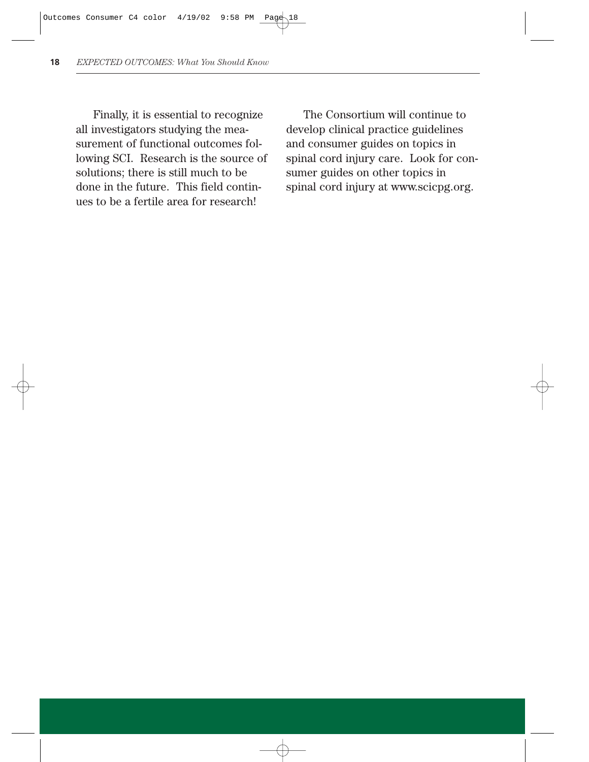Finally, it is essential to recognize all investigators studying the measurement of functional outcomes following SCI. Research is the source of solutions; there is still much to be done in the future. This field continues to be a fertile area for research!

The Consortium will continue to develop clinical practice guidelines and consumer guides on topics in spinal cord injury care. Look for consumer guides on other topics in spinal cord injury at www.scicpg.org.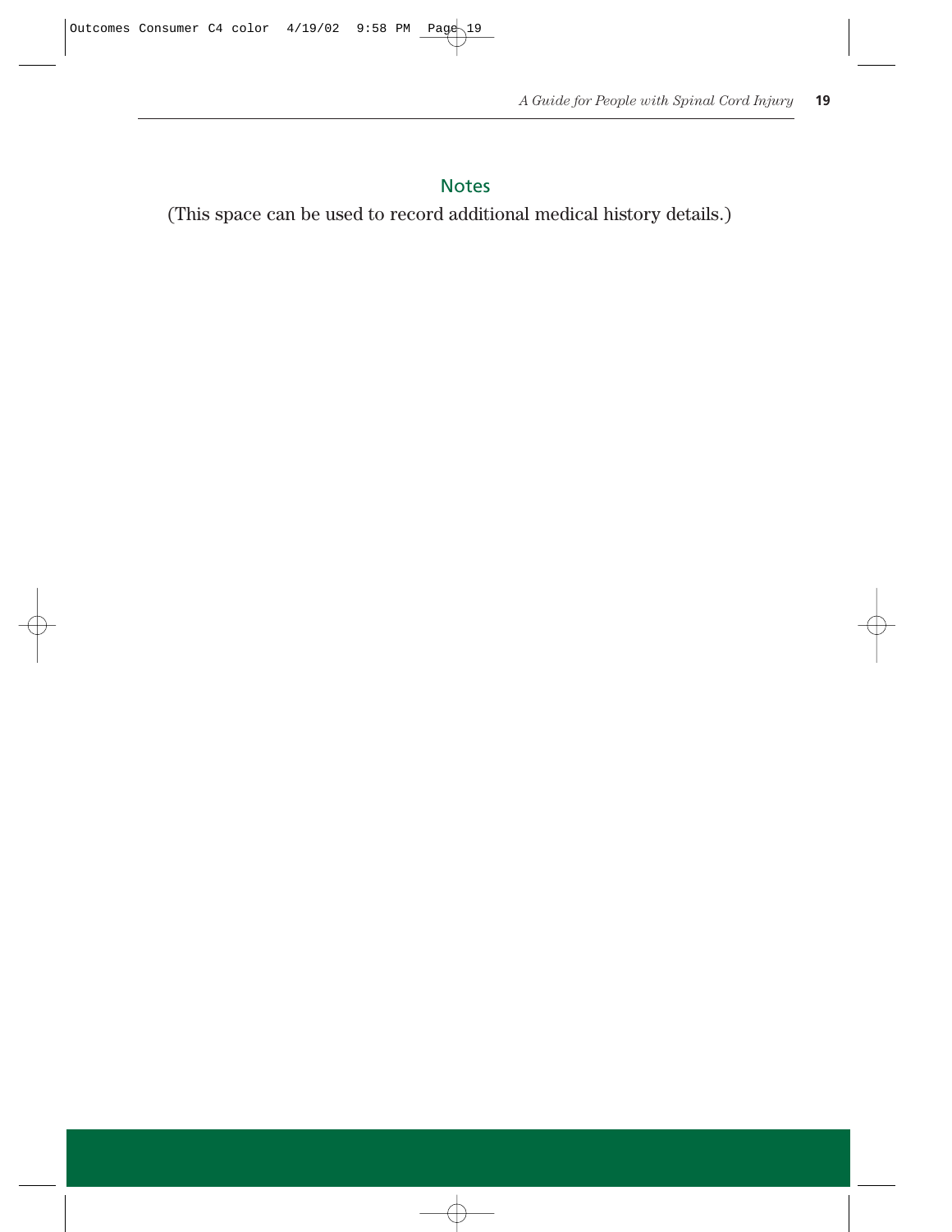## Notes

(This space can be used to record additional medical history details.)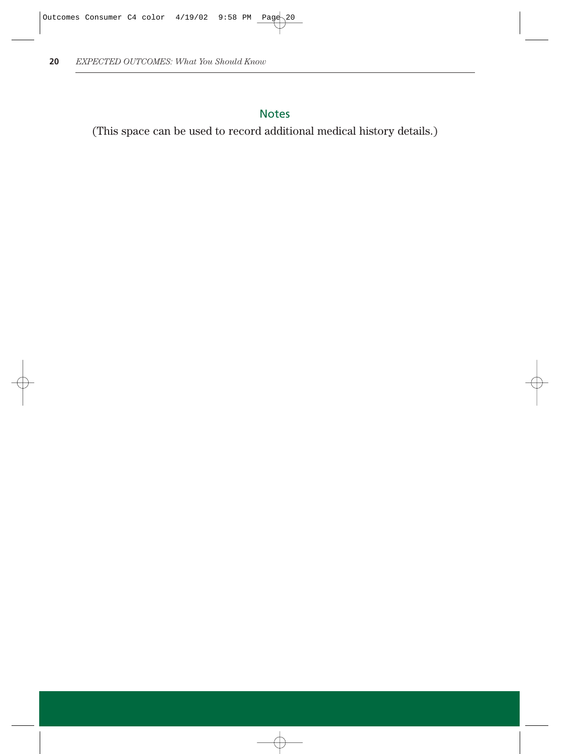## Notes

(This space can be used to record additional medical history details.)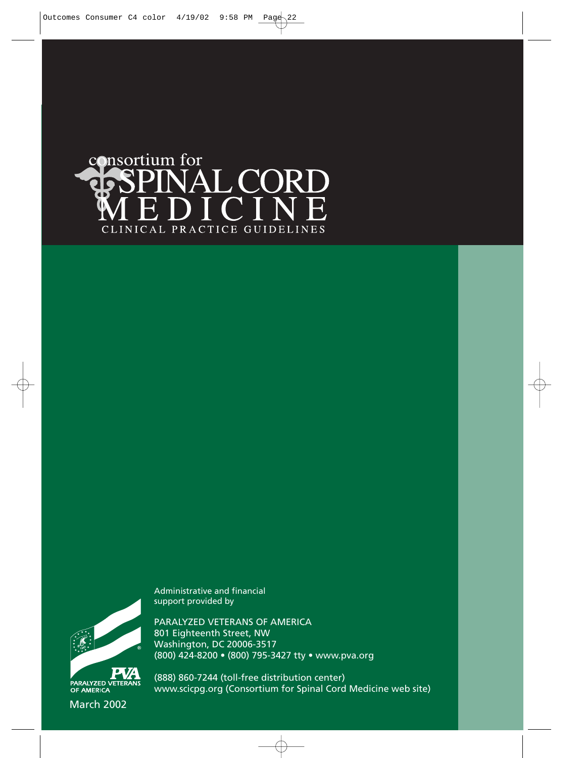consortium for
SPINAL CORD
MEDICINE
CLINICAL PRACTICE GUIDELINES

Administrative and financial support provided by

PARALYZED VETERANS OF AMERICA
801 Eighteenth Street, NW
Washington, DC 20006-3517
(800) 424-8200 • (800) 795-3427 tty • www.pva.org

(888) 860-7244 (toll-free distribution center)
www.scicpg.org (Consortium for Spinal Cord Medicine web site)

PVA
PARALYZED VETERANS OF AMERICA

March 2002